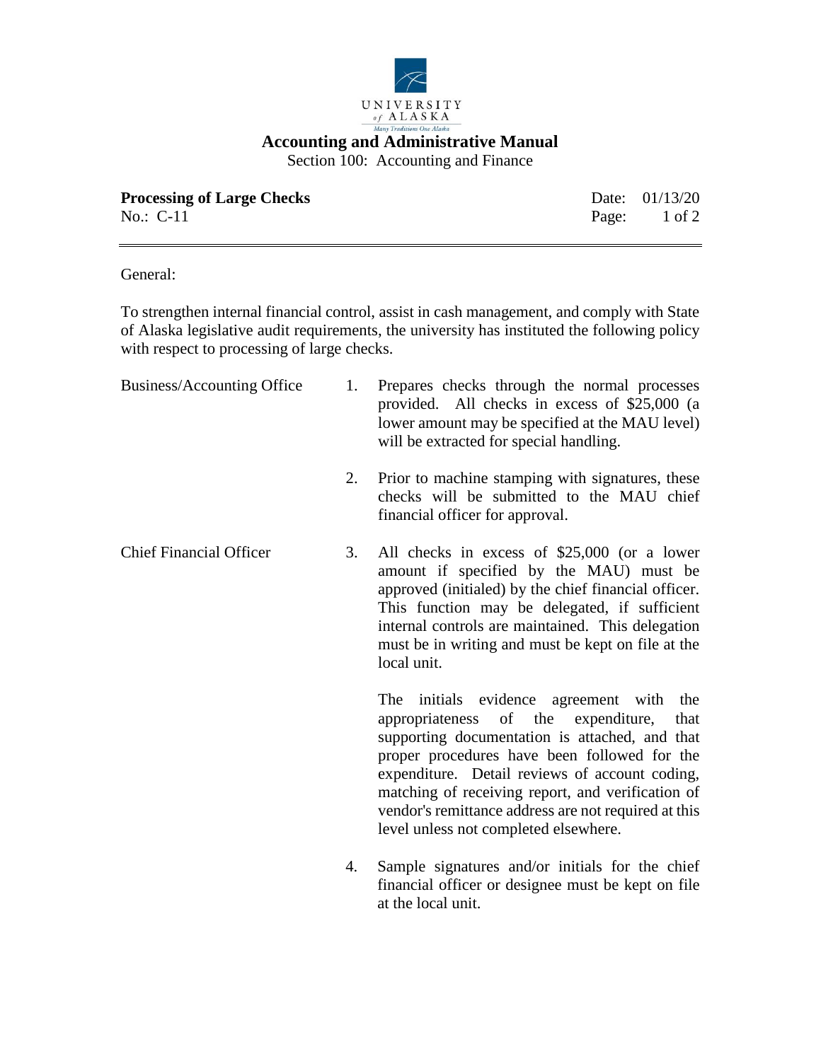**UNIVERSITY of ALASKA**

*Many Traditions One Alaska*

# Accounting and Administrative Manual

Section 100: Accounting and Finance

**Processing of Large Checks**
No.: C-11

Date: 01/13/20

---

General:

To strengthen internal financial control, assist in cash management, and comply with State of Alaska legislative audit requirements, the university has instituted the following policy with respect to processing of large checks.

**Business/Accounting Office**

1. Prepares checks through the normal processes provided. All checks in excess of $25,000 (a lower amount may be specified at the MAU level) will be extracted for special handling.

2. Prior to machine stamping with signatures, these checks will be submitted to the MAU chief financial officer for approval.

**Chief Financial Officer**

3. All checks in excess of $25,000 (or a lower amount if specified by the MAU) must be approved (initialed) by the chief financial officer. This function may be delegated, if sufficient internal controls are maintained. This delegation must be in writing and must be kept on file at the local unit.

   The initials evidence agreement with the appropriateness of the expenditure, that supporting documentation is attached, and that proper procedures have been followed for the expenditure. Detail reviews of account coding, matching of receiving report, and verification of vendor's remittance address are not required at this level unless not completed elsewhere.

4. Sample signatures and/or initials for the chief financial officer or designee must be kept on file at the local unit.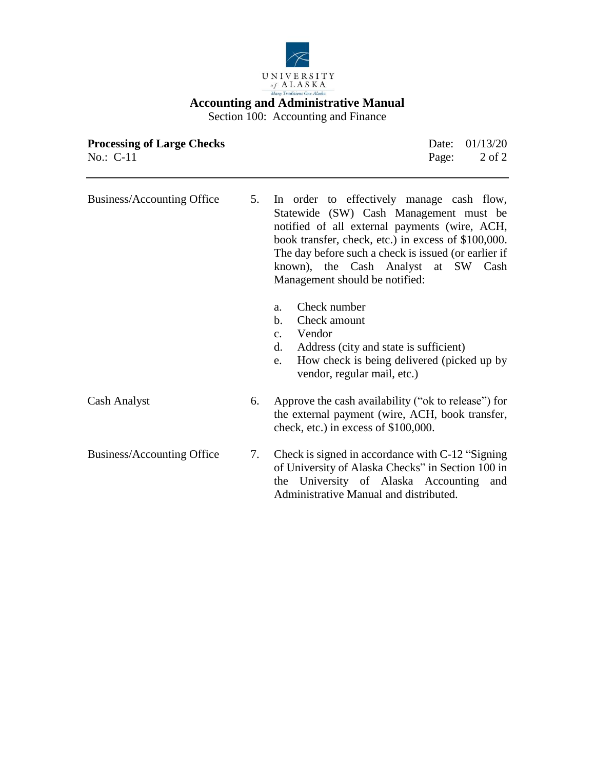| | | |
|---|---|---|
| Business/Accounting Office | 5. | In order to effectively manage cash flow, Statewide (SW) Cash Management must be notified of all external payments (wire, ACH, book transfer, check, etc.) in excess of $100,000. The day before such a check is issued (or earlier if known), the Cash Analyst at SW Cash Management should be notified:<br><br>a. Check number<br>b. Check amount<br>c. Vendor<br>d. Address (city and state is sufficient)<br>e. How check is being delivered (picked up by vendor, regular mail, etc.) |
| Cash Analyst | 6. | Approve the cash availability ("ok to release") for the external payment (wire, ACH, book transfer, check, etc.) in excess of $100,000. |
| Business/Accounting Office | 7. | Check is signed in accordance with C-12 "Signing of University of Alaska Checks" in Section 100 in the University of Alaska Accounting and Administrative Manual and distributed. |